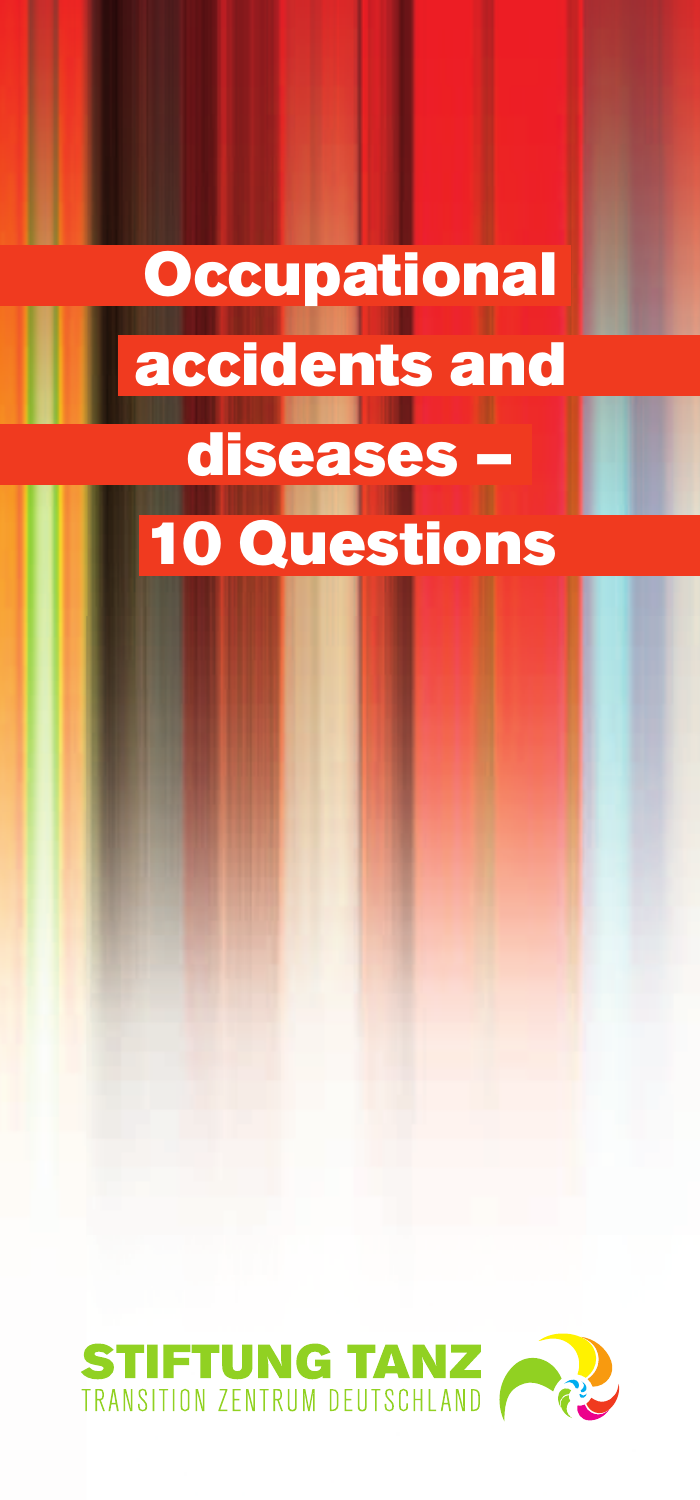# Occupational accidents and diseases – 10 Questions

STIFTUNG TANZ
TRANSITION ZENTRUM DEUTSCHLAND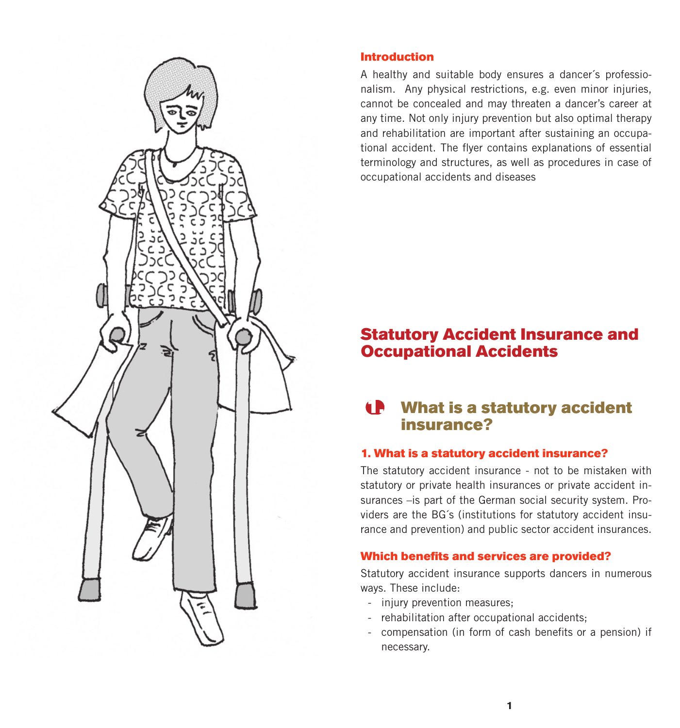## Introduction

A healthy and suitable body ensures a dancer´s professionalism. Any physical restrictions, e.g. even minor injuries, cannot be concealed and may threaten a dancer's career at any time. Not only injury prevention but also optimal therapy and rehabilitation are important after sustaining an occupational accident. The flyer contains explanations of essential terminology and structures, as well as procedures in case of occupational accidents and diseases

# Statutory Accident Insurance and Occupational Accidents

## What is a statutory accident insurance?

### 1. What is a statutory accident insurance?

The statutory accident insurance - not to be mistaken with statutory or private health insurances or private accident insurances –is part of the German social security system. Providers are the BG´s (institutions for statutory accident insurance and prevention) and public sector accident insurances.

### Which benefits and services are provided?

Statutory accident insurance supports dancers in numerous ways. These include:

- injury prevention measures;
- rehabilitation after occupational accidents;
- compensation (in form of cash benefits or a pension) if necessary.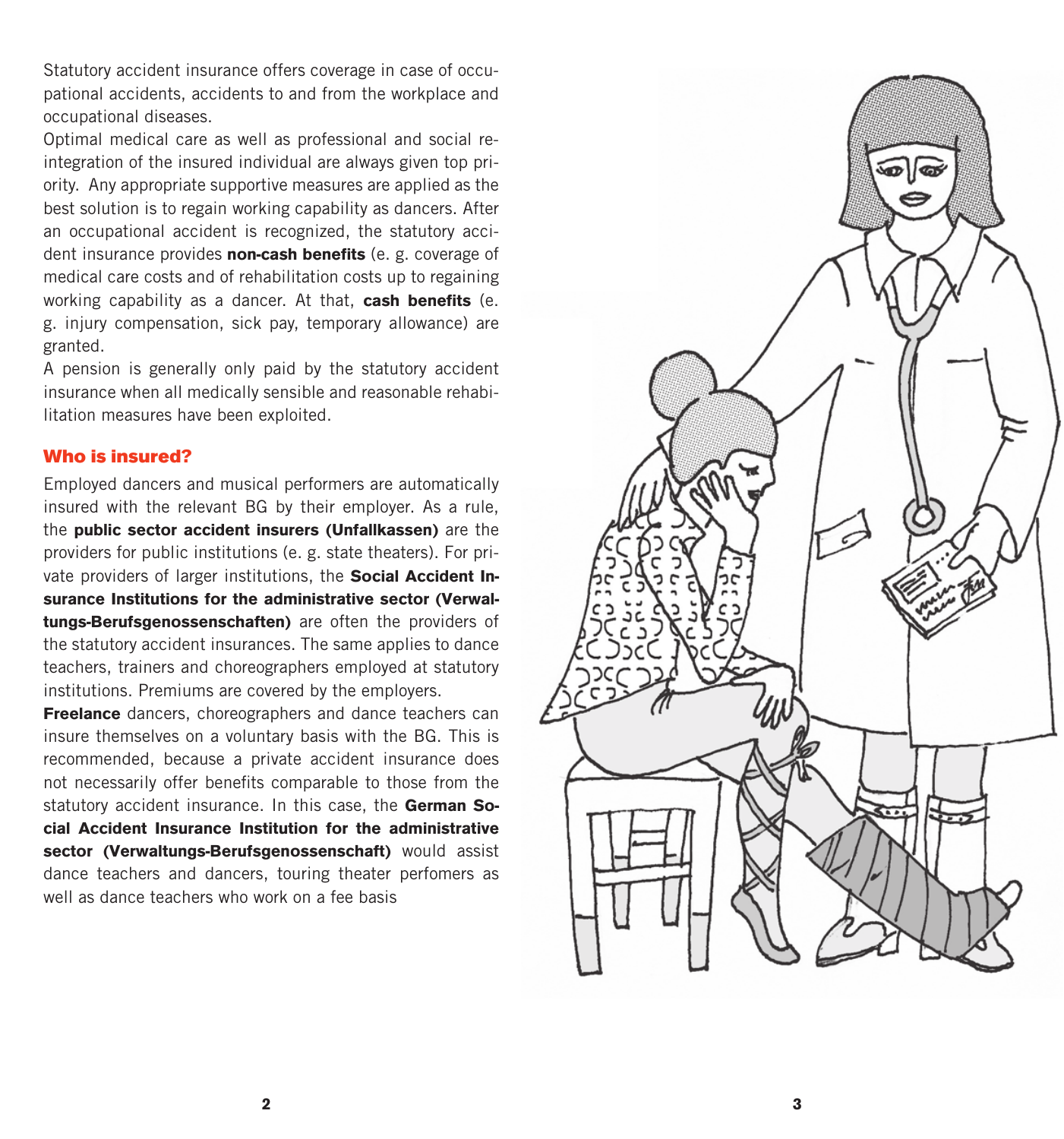Statutory accident insurance offers coverage in case of occupational accidents, accidents to and from the workplace and occupational diseases.

Optimal medical care as well as professional and social reintegration of the insured individual are always given top priority. Any appropriate supportive measures are applied as the best solution is to regain working capability as dancers. After an occupational accident is recognized, the statutory accident insurance provides **non-cash benefits** (e. g. coverage of medical care costs and of rehabilitation costs up to regaining working capability as a dancer. At that, **cash benefits** (e. g. injury compensation, sick pay, temporary allowance) are granted.

A pension is generally only paid by the statutory accident insurance when all medically sensible and reasonable rehabilitation measures have been exploited.

## Who is insured?

Employed dancers and musical performers are automatically insured with the relevant BG by their employer. As a rule, the **public sector accident insurers (Unfallkassen)** are the providers for public institutions (e. g. state theaters). For private providers of larger institutions, the **Social Accident Insurance Institutions for the administrative sector (Verwaltungs-Berufsgenossenschaften)** are often the providers of the statutory accident insurances. The same applies to dance teachers, trainers and choreographers employed at statutory institutions. Premiums are covered by the employers.

**Freelance** dancers, choreographers and dance teachers can insure themselves on a voluntary basis with the BG. This is recommended, because a private accident insurance does not necessarily offer benefits comparable to those from the statutory accident insurance. In this case, the **German Social Accident Insurance Institution for the administrative sector (Verwaltungs-Berufsgenossenschaft)** would assist dance teachers and dancers, touring theater perfomers as well as dance teachers who work on a fee basis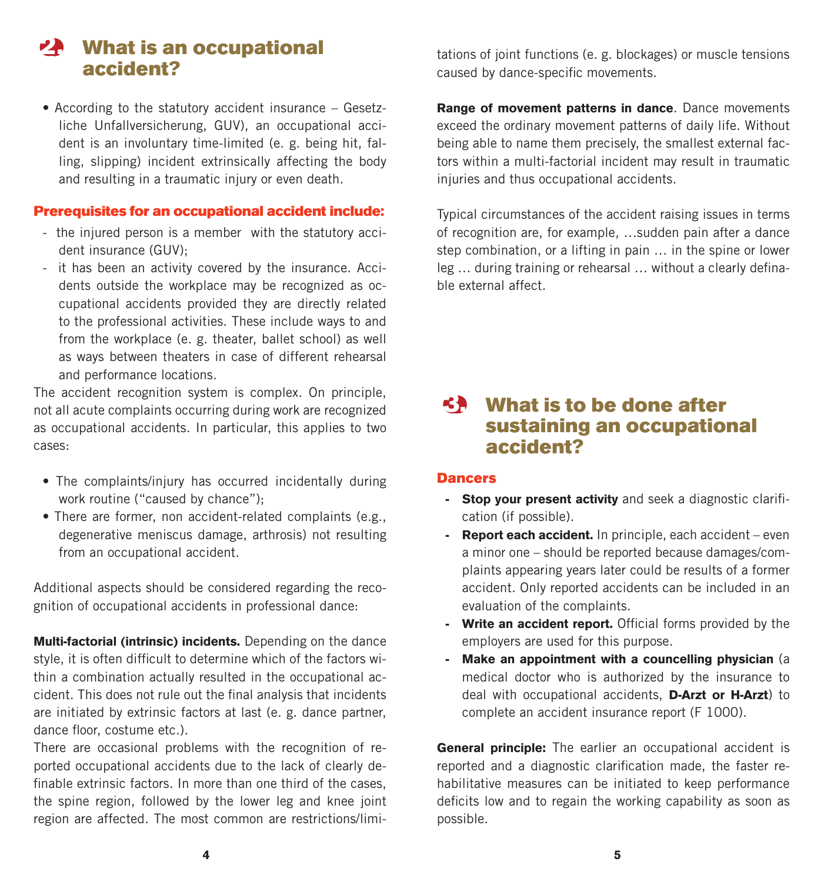## 2 What is an occupational accident?

- According to the statutory accident insurance – Gesetzliche Unfallversicherung, GUV), an occupational accident is an involuntary time-limited (e. g. being hit, falling, slipping) incident extrinsically affecting the body and resulting in a traumatic injury or even death.

**Prerequisites for an occupational accident include:**

- the injured person is a member with the statutory accident insurance (GUV);
- it has been an activity covered by the insurance. Accidents outside the workplace may be recognized as occupational accidents provided they are directly related to the professional activities. These include ways to and from the workplace (e. g. theater, ballet school) as well as ways between theaters in case of different rehearsal and performance locations.

The accident recognition system is complex. On principle, not all acute complaints occurring during work are recognized as occupational accidents. In particular, this applies to two cases:

- The complaints/injury has occurred incidentally during work routine ("caused by chance");
- There are former, non accident-related complaints (e.g., degenerative meniscus damage, arthrosis) not resulting from an occupational accident.

Additional aspects should be considered regarding the recognition of occupational accidents in professional dance:

**Multi-factorial (intrinsic) incidents.** Depending on the dance style, it is often difficult to determine which of the factors within a combination actually resulted in the occupational accident. This does not rule out the final analysis that incidents are initiated by extrinsic factors at last (e. g. dance partner, dance floor, costume etc.).

There are occasional problems with the recognition of reported occupational accidents due to the lack of clearly definable extrinsic factors. In more than one third of the cases, the spine region, followed by the lower leg and knee joint region are affected. The most common are restrictions/limitations of joint functions (e. g. blockages) or muscle tensions caused by dance-specific movements.

**Range of movement patterns in dance**. Dance movements exceed the ordinary movement patterns of daily life. Without being able to name them precisely, the smallest external factors within a multi-factorial incident may result in traumatic injuries and thus occupational accidents.

Typical circumstances of the accident raising issues in terms of recognition are, for example, …sudden pain after a dance step combination, or a lifting in pain … in the spine or lower leg … during training or rehearsal … without a clearly definable external affect.

## 3 What is to be done after sustaining an occupational accident?

**Dancers**

- **Stop your present activity** and seek a diagnostic clarification (if possible).
- **Report each accident.** In principle, each accident – even a minor one – should be reported because damages/complaints appearing years later could be results of a former accident. Only reported accidents can be included in an evaluation of the complaints.
- **Write an accident report.** Official forms provided by the employers are used for this purpose.
- **Make an appointment with a councelling physician** (a medical doctor who is authorized by the insurance to deal with occupational accidents, **D-Arzt or H-Arzt**) to complete an accident insurance report (F 1000).

**General principle:** The earlier an occupational accident is reported and a diagnostic clarification made, the faster rehabilitative measures can be initiated to keep performance deficits low and to regain the working capability as soon as possible.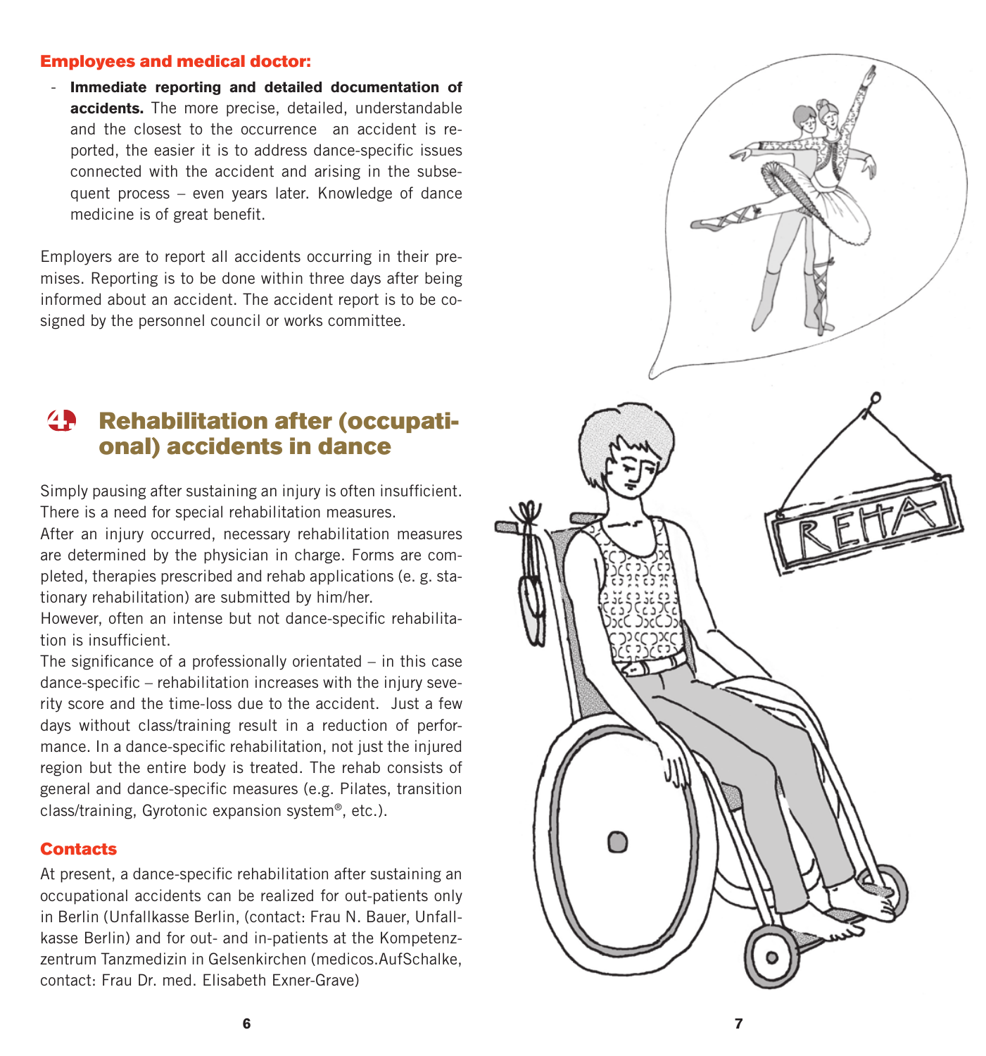### Employees and medical doctor:

- **Immediate reporting and detailed documentation of accidents.** The more precise, detailed, understandable and the closest to the occurrence an accident is reported, the easier it is to address dance-specific issues connected with the accident and arising in the subsequent process – even years later. Knowledge of dance medicine is of great benefit.

Employers are to report all accidents occurring in their premises. Reporting is to be done within three days after being informed about an accident. The accident report is to be co-signed by the personnel council or works committee.

## 4. Rehabilitation after (occupational) accidents in dance

Simply pausing after sustaining an injury is often insufficient. There is a need for special rehabilitation measures.
After an injury occurred, necessary rehabilitation measures are determined by the physician in charge. Forms are completed, therapies prescribed and rehab applications (e. g. stationary rehabilitation) are submitted by him/her.
However, often an intense but not dance-specific rehabilitation is insufficient.
The significance of a professionally orientated – in this case dance-specific – rehabilitation increases with the injury severity score and the time-loss due to the accident. Just a few days without class/training result in a reduction of performance. In a dance-specific rehabilitation, not just the injured region but the entire body is treated. The rehab consists of general and dance-specific measures (e.g. Pilates, transition class/training, Gyrotonic expansion system®, etc.).

### Contacts

At present, a dance-specific rehabilitation after sustaining an occupational accidents can be realized for out-patients only in Berlin (Unfallkasse Berlin, (contact: Frau N. Bauer, Unfallkasse Berlin) and for out- and in-patients at the Kompetenzzentrum Tanzmedizin in Gelsenkirchen (medicos.AufSchalke, contact: Frau Dr. med. Elisabeth Exner-Grave)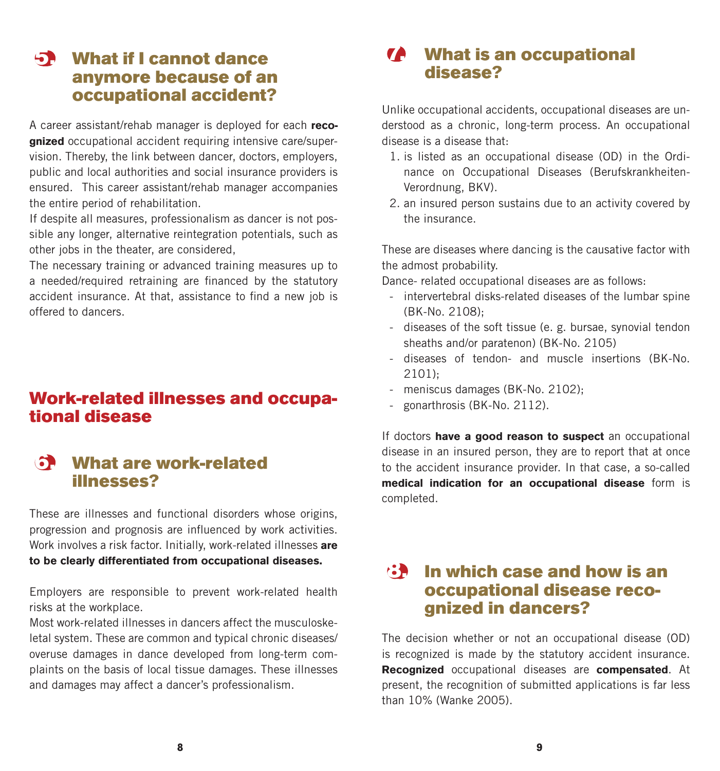## 5. What if I cannot dance anymore because of an occupational accident?

A career assistant/rehab manager is deployed for each **recognized** occupational accident requiring intensive care/supervision. Thereby, the link between dancer, doctors, employers, public and local authorities and social insurance providers is ensured. This career assistant/rehab manager accompanies the entire period of rehabilitation.

If despite all measures, professionalism as dancer is not possible any longer, alternative reintegration potentials, such as other jobs in the theater, are considered,

The necessary training or advanced training measures up to a needed/required retraining are financed by the statutory accident insurance. At that, assistance to find a new job is offered to dancers.

# Work-related illnesses and occupational disease

## 6. What are work-related illnesses?

These are illnesses and functional disorders whose origins, progression and prognosis are influenced by work activities. Work involves a risk factor. Initially, work-related illnesses **are to be clearly differentiated from occupational diseases.**

Employers are responsible to prevent work-related health risks at the workplace.

Most work-related illnesses in dancers affect the musculoskeletal system. These are common and typical chronic diseases/overuse damages in dance developed from long-term complaints on the basis of local tissue damages. These illnesses and damages may affect a dancer's professionalism.

## 7. What is an occupational disease?

Unlike occupational accidents, occupational diseases are understood as a chronic, long-term process. An occupational disease is a disease that:

1. is listed as an occupational disease (OD) in the Ordinance on Occupational Diseases (Berufskrankheiten-Verordnung, BKV).
2. an insured person sustains due to an activity covered by the insurance.

These are diseases where dancing is the causative factor with the admost probability.

Dance- related occupational diseases are as follows:

- intervertebral disks-related diseases of the lumbar spine (BK-No. 2108);
- diseases of the soft tissue (e. g. bursae, synovial tendon sheaths and/or paratenon) (BK-No. 2105)
- diseases of tendon- and muscle insertions (BK-No. 2101);
- meniscus damages (BK-No. 2102);
- gonarthrosis (BK-No. 2112).

If doctors **have a good reason to suspect** an occupational disease in an insured person, they are to report that at once to the accident insurance provider. In that case, a so-called **medical indication for an occupational disease** form is completed.

## 8. In which case and how is an occupational disease recognized in dancers?

The decision whether or not an occupational disease (OD) is recognized is made by the statutory accident insurance. **Recognized** occupational diseases are **compensated**. At present, the recognition of submitted applications is far less than 10% (Wanke 2005).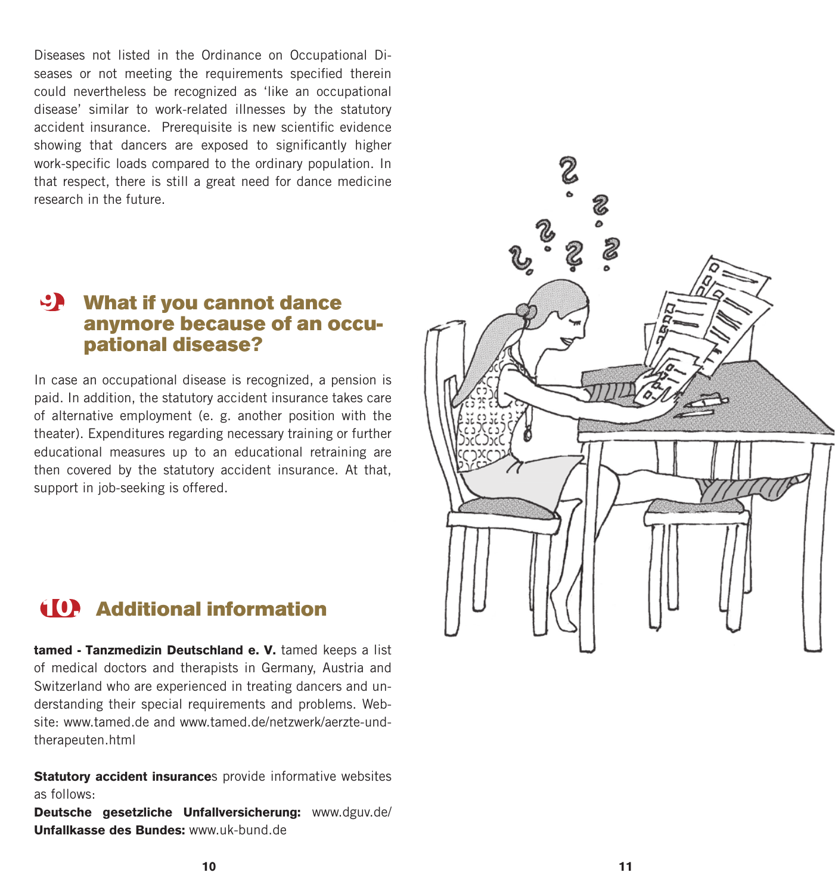Diseases not listed in the Ordinance on Occupational Diseases or not meeting the requirements specified therein could nevertheless be recognized as 'like an occupational disease' similar to work-related illnesses by the statutory accident insurance. Prerequisite is new scientific evidence showing that dancers are exposed to significantly higher work-specific loads compared to the ordinary population. In that respect, there is still a great need for dance medicine research in the future.

## 9. What if you cannot dance anymore because of an occupational disease?

In case an occupational disease is recognized, a pension is paid. In addition, the statutory accident insurance takes care of alternative employment (e. g. another position with the theater). Expenditures regarding necessary training or further educational measures up to an educational retraining are then covered by the statutory accident insurance. At that, support in job-seeking is offered.

## 10. Additional information

**tamed - Tanzmedizin Deutschland e. V.** tamed keeps a list of medical doctors and therapists in Germany, Austria and Switzerland who are experienced in treating dancers and understanding their special requirements and problems. Website: www.tamed.de and www.tamed.de/netzwerk/aerzte-und-therapeuten.html

**Statutory accident insurance**s provide informative websites as follows:

**Deutsche gesetzliche Unfallversicherung:** www.dguv.de/
**Unfallkasse des Bundes:** www.uk-bund.de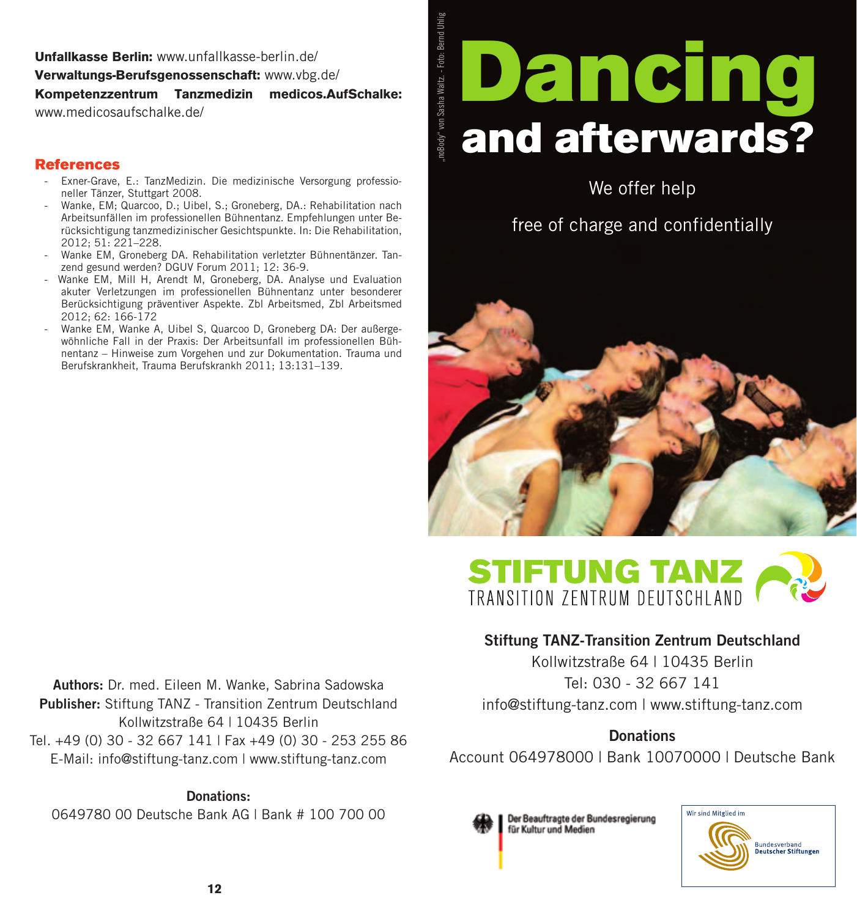**Unfallkasse Berlin:** www.unfallkasse-berlin.de/
**Verwaltungs-Berufsgenossenschaft:** www.vbg.de/
**Kompetenzzentrum Tanzmedizin medicos.AufSchalke:** www.medicosaufschalke.de/

## References

- Exner-Grave, E.: TanzMedizin. Die medizinische Versorgung professioneller Tänzer, Stuttgart 2008.
- Wanke, EM; Quarcoo, D.; Uibel, S.; Groneberg, DA.: Rehabilitation nach Arbeitsunfällen im professionellen Bühnentanz. Empfehlungen unter Berücksichtigung tanzmedizinischer Gesichtspunkte. In: Die Rehabilitation, 2012; 51: 221–228.
- Wanke EM, Groneberg DA. Rehabilitation verletzter Bühnentänzer. Tanzend gesund werden? DGUV Forum 2011; 12: 36-9.
- Wanke EM, Mill H, Arendt M, Groneberg, DA. Analyse und Evaluation akuter Verletzungen im professionellen Bühnentanz unter besonderer Berücksichtigung präventiver Aspekte. Zbl Arbeitsmed, Zbl Arbeitsmed 2012; 62: 166-172
- Wanke EM, Wanke A, Uibel S, Quarcoo D, Groneberg DA: Der außergewöhnliche Fall in der Praxis: Der Arbeitsunfall im professionellen Bühnentanz – Hinweise zum Vorgehen und zur Dokumentation. Trauma und Berufskrankheit, Trauma Berufskrankh 2011; 13:131–139.

**Authors:** Dr. med. Eileen M. Wanke, Sabrina Sadowska
**Publisher:** Stiftung TANZ - Transition Zentrum Deutschland
Kollwitzstraße 64 | 10435 Berlin
Tel. +49 (0) 30 - 32 667 141 | Fax +49 (0) 30 - 253 255 86
E-Mail: info@stiftung-tanz.com | www.stiftung-tanz.com

**Donations:**
0649780 00 Deutsche Bank AG | Bank # 100 700 00

„noBody" von Sasha Waltz. – Foto: Bernd Uhlig

# Dancing
## and afterwards?

We offer help

free of charge and confidentially

STIFTUNG TANZ
TRANSITION ZENTRUM DEUTSCHLAND

**Stiftung TANZ-Transition Zentrum Deutschland**
Kollwitzstraße 64 | 10435 Berlin
Tel: 030 - 32 667 141
info@stiftung-tanz.com | www.stiftung-tanz.com

**Donations**
Account 064978000 | Bank 10070000 | Deutsche Bank

Der Beauftragte der Bundesregierung für Kultur und Medien

Wir sind Mitglied im Bundesverband Deutscher Stiftungen